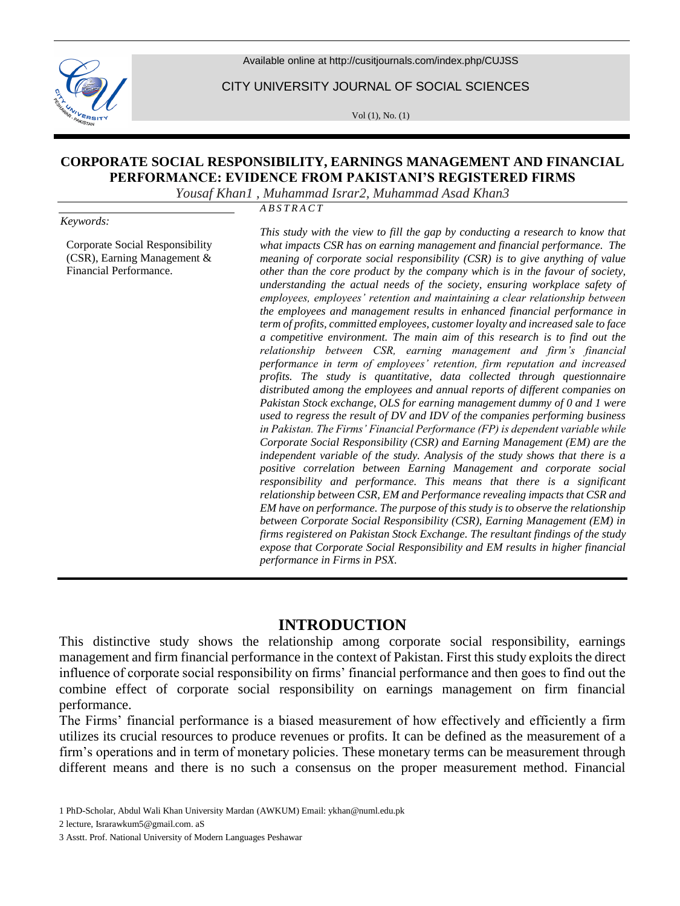# CORPORATE SOCIAL RESPONSIBILITY, EARNINGS MANAGEMENT AND FINANCIAL PERFORMANCE: EVIDENCE FROM PAKISTANI'S REGISTERED FIRMS

*Yousaf Khan1 , Muhammad Israr2, Muhammad Asad Khan3*

*Keywords:*

Corporate Social Responsibility (CSR), Earning Management & Financial Performance.

*ABSTRACT*

*This study with the view to fill the gap by conducting a research to know that what impacts CSR has on earning management and financial performance. The meaning of corporate social responsibility (CSR) is to give anything of value other than the core product by the company which is in the favour of society, understanding the actual needs of the society, ensuring workplace safety of employees, employees' retention and maintaining a clear relationship between the employees and management results in enhanced financial performance in term of profits, committed employees, customer loyalty and increased sale to face a competitive environment. The main aim of this research is to find out the relationship between CSR, earning management and firm's financial performance in term of employees' retention, firm reputation and increased profits. The study is quantitative, data collected through questionnaire distributed among the employees and annual reports of different companies on Pakistan Stock exchange, OLS for earning management dummy of 0 and 1 were used to regress the result of DV and IDV of the companies performing business in Pakistan. The Firms' Financial Performance (FP) is dependent variable while Corporate Social Responsibility (CSR) and Earning Management (EM) are the independent variable of the study. Analysis of the study shows that there is a positive correlation between Earning Management and corporate social responsibility and performance. This means that there is a significant relationship between CSR, EM and Performance revealing impacts that CSR and EM have on performance. The purpose of this study is to observe the relationship between Corporate Social Responsibility (CSR), Earning Management (EM) in firms registered on Pakistan Stock Exchange. The resultant findings of the study expose that Corporate Social Responsibility and EM results in higher financial performance in Firms in PSX.*

## INTRODUCTION

This distinctive study shows the relationship among corporate social responsibility, earnings management and firm financial performance in the context of Pakistan. First this study exploits the direct influence of corporate social responsibility on firms' financial performance and then goes to find out the combine effect of corporate social responsibility on earnings management on firm financial performance.

The Firms' financial performance is a biased measurement of how effectively and efficiently a firm utilizes its crucial resources to produce revenues or profits. It can be defined as the measurement of a firm's operations and in term of monetary policies. These monetary terms can be measurement through different means and there is no such a consensus on the proper measurement method. Financial

1 PhD-Scholar, Abdul Wali Khan University Mardan (AWKUM) Email: ykhan@numl.edu.pk

2 lecture, Israrawkum5@gmail.com. aS

3 Asstt. Prof. National University of Modern Languages Peshawar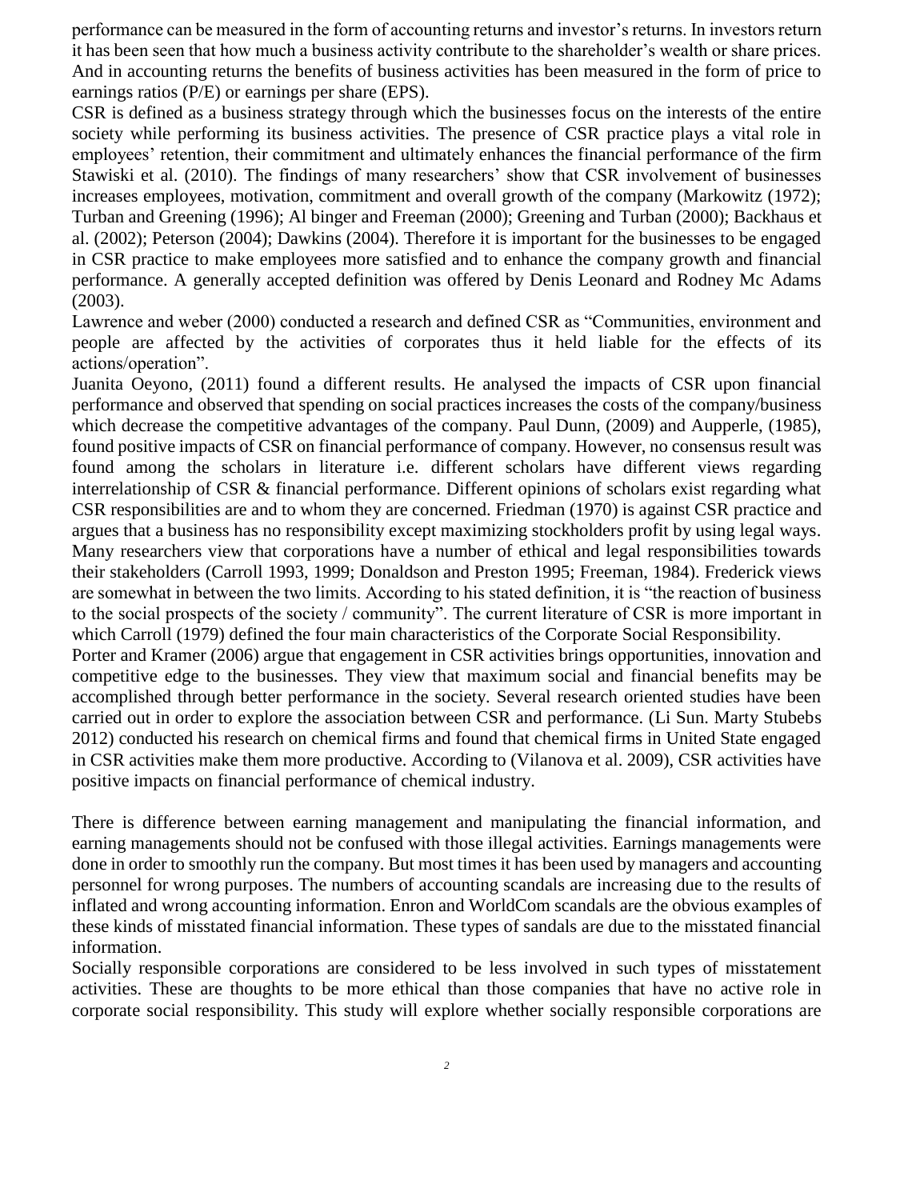performance can be measured in the form of accounting returns and investor's returns. In investors return it has been seen that how much a business activity contribute to the shareholder's wealth or share prices. And in accounting returns the benefits of business activities has been measured in the form of price to earnings ratios (P/E) or earnings per share (EPS).

CSR is defined as a business strategy through which the businesses focus on the interests of the entire society while performing its business activities. The presence of CSR practice plays a vital role in employees' retention, their commitment and ultimately enhances the financial performance of the firm Stawiski et al. (2010). The findings of many researchers' show that CSR involvement of businesses increases employees, motivation, commitment and overall growth of the company (Markowitz (1972); Turban and Greening (1996); Al binger and Freeman (2000); Greening and Turban (2000); Backhaus et al. (2002); Peterson (2004); Dawkins (2004). Therefore it is important for the businesses to be engaged in CSR practice to make employees more satisfied and to enhance the company growth and financial performance. A generally accepted definition was offered by Denis Leonard and Rodney Mc Adams (2003).

Lawrence and weber (2000) conducted a research and defined CSR as "Communities, environment and people are affected by the activities of corporates thus it held liable for the effects of its actions/operation".

Juanita Oeyono, (2011) found a different results. He analysed the impacts of CSR upon financial performance and observed that spending on social practices increases the costs of the company/business which decrease the competitive advantages of the company. Paul Dunn, (2009) and Aupperle, (1985), found positive impacts of CSR on financial performance of company. However, no consensus result was found among the scholars in literature i.e. different scholars have different views regarding interrelationship of CSR & financial performance. Different opinions of scholars exist regarding what CSR responsibilities are and to whom they are concerned. Friedman (1970) is against CSR practice and argues that a business has no responsibility except maximizing stockholders profit by using legal ways. Many researchers view that corporations have a number of ethical and legal responsibilities towards their stakeholders (Carroll 1993, 1999; Donaldson and Preston 1995; Freeman, 1984). Frederick views are somewhat in between the two limits. According to his stated definition, it is "the reaction of business to the social prospects of the society / community". The current literature of CSR is more important in which Carroll (1979) defined the four main characteristics of the Corporate Social Responsibility.

Porter and Kramer (2006) argue that engagement in CSR activities brings opportunities, innovation and competitive edge to the businesses. They view that maximum social and financial benefits may be accomplished through better performance in the society. Several research oriented studies have been carried out in order to explore the association between CSR and performance. (Li Sun. Marty Stubebs 2012) conducted his research on chemical firms and found that chemical firms in United State engaged in CSR activities make them more productive. According to (Vilanova et al. 2009), CSR activities have positive impacts on financial performance of chemical industry.

There is difference between earning management and manipulating the financial information, and earning managements should not be confused with those illegal activities. Earnings managements were done in order to smoothly run the company. But most times it has been used by managers and accounting personnel for wrong purposes. The numbers of accounting scandals are increasing due to the results of inflated and wrong accounting information. Enron and WorldCom scandals are the obvious examples of these kinds of misstated financial information. These types of sandals are due to the misstated financial information.

Socially responsible corporations are considered to be less involved in such types of misstatement activities. These are thoughts to be more ethical than those companies that have no active role in corporate social responsibility. This study will explore whether socially responsible corporations are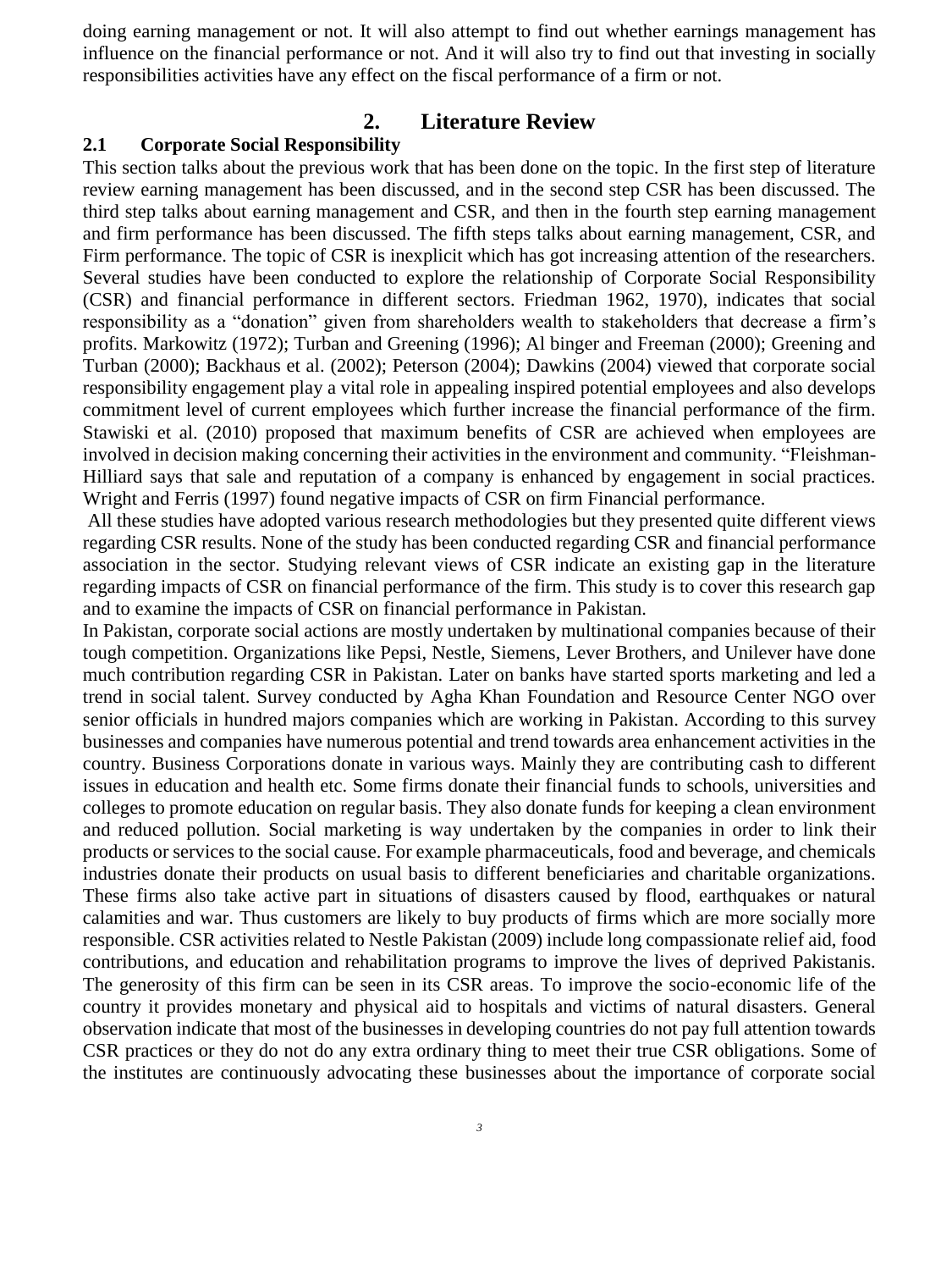doing earning management or not. It will also attempt to find out whether earnings management has influence on the financial performance or not. And it will also try to find out that investing in socially responsibilities activities have any effect on the fiscal performance of a firm or not.

# 2. Literature Review

## 2.1 Corporate Social Responsibility

This section talks about the previous work that has been done on the topic. In the first step of literature review earning management has been discussed, and in the second step CSR has been discussed. The third step talks about earning management and CSR, and then in the fourth step earning management and firm performance has been discussed. The fifth steps talks about earning management, CSR, and Firm performance. The topic of CSR is inexplicit which has got increasing attention of the researchers. Several studies have been conducted to explore the relationship of Corporate Social Responsibility (CSR) and financial performance in different sectors. Friedman 1962, 1970), indicates that social responsibility as a "donation" given from shareholders wealth to stakeholders that decrease a firm's profits. Markowitz (1972); Turban and Greening (1996); Al binger and Freeman (2000); Greening and Turban (2000); Backhaus et al. (2002); Peterson (2004); Dawkins (2004) viewed that corporate social responsibility engagement play a vital role in appealing inspired potential employees and also develops commitment level of current employees which further increase the financial performance of the firm. Stawiski et al. (2010) proposed that maximum benefits of CSR are achieved when employees are involved in decision making concerning their activities in the environment and community. "Fleishman-Hilliard says that sale and reputation of a company is enhanced by engagement in social practices. Wright and Ferris (1997) found negative impacts of CSR on firm Financial performance.

All these studies have adopted various research methodologies but they presented quite different views regarding CSR results. None of the study has been conducted regarding CSR and financial performance association in the sector. Studying relevant views of CSR indicate an existing gap in the literature regarding impacts of CSR on financial performance of the firm. This study is to cover this research gap and to examine the impacts of CSR on financial performance in Pakistan.

In Pakistan, corporate social actions are mostly undertaken by multinational companies because of their tough competition. Organizations like Pepsi, Nestle, Siemens, Lever Brothers, and Unilever have done much contribution regarding CSR in Pakistan. Later on banks have started sports marketing and led a trend in social talent. Survey conducted by Agha Khan Foundation and Resource Center NGO over senior officials in hundred majors companies which are working in Pakistan. According to this survey businesses and companies have numerous potential and trend towards area enhancement activities in the country. Business Corporations donate in various ways. Mainly they are contributing cash to different issues in education and health etc. Some firms donate their financial funds to schools, universities and colleges to promote education on regular basis. They also donate funds for keeping a clean environment and reduced pollution. Social marketing is way undertaken by the companies in order to link their products or services to the social cause. For example pharmaceuticals, food and beverage, and chemicals industries donate their products on usual basis to different beneficiaries and charitable organizations. These firms also take active part in situations of disasters caused by flood, earthquakes or natural calamities and war. Thus customers are likely to buy products of firms which are more socially more responsible. CSR activities related to Nestle Pakistan (2009) include long compassionate relief aid, food contributions, and education and rehabilitation programs to improve the lives of deprived Pakistanis. The generosity of this firm can be seen in its CSR areas. To improve the socio-economic life of the country it provides monetary and physical aid to hospitals and victims of natural disasters. General observation indicate that most of the businesses in developing countries do not pay full attention towards CSR practices or they do not do any extra ordinary thing to meet their true CSR obligations. Some of the institutes are continuously advocating these businesses about the importance of corporate social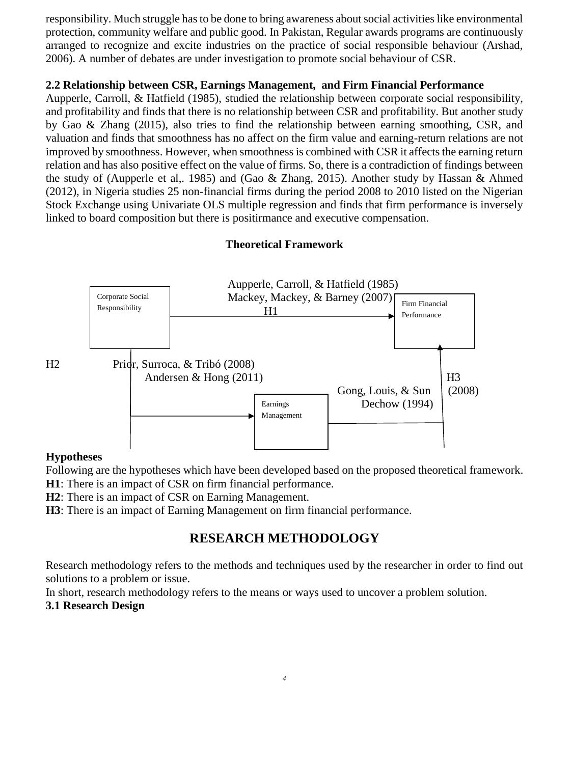responsibility. Much struggle has to be done to bring awareness about social activities like environmental protection, community welfare and public good. In Pakistan, Regular awards programs are continuously arranged to recognize and excite industries on the practice of social responsible behaviour (Arshad, 2006). A number of debates are under investigation to promote social behaviour of CSR.

### 2.2 Relationship between CSR, Earnings Management, and Firm Financial Performance

Aupperle, Carroll, & Hatfield (1985), studied the relationship between corporate social responsibility, and profitability and finds that there is no relationship between CSR and profitability. But another study by Gao & Zhang (2015), also tries to find the relationship between earning smoothing, CSR, and valuation and finds that smoothness has no affect on the firm value and earning-return relations are not improved by smoothness. However, when smoothness is combined with CSR it affects the earning return relation and has also positive effect on the value of firms. So, there is a contradiction of findings between the study of (Aupperle et al,. 1985) and (Gao & Zhang, 2015). Another study by Hassan & Ahmed (2012), in Nigeria studies 25 non-financial firms during the period 2008 to 2010 listed on the Nigerian Stock Exchange using Univariate OLS multiple regression and finds that firm performance is inversely linked to board composition but there is positirmance and executive compensation.

**Theoretical Framework**

Corporate Social Responsibility → Firm Financial Performance (H1: Aupperle, Carroll, & Hatfield (1985); Mackey, Mackey, & Barney (2007))

Corporate Social Responsibility → Earnings Management (H2: Prior, Surroca, & Tribó (2008); Andersen & Hong (2011))

Earnings Management → Firm Financial Performance (H3: Gong, Louis, & Sun (2008); Dechow (1994))

**Hypotheses**

Following are the hypotheses which have been developed based on the proposed theoretical framework.

**H1**: There is an impact of CSR on firm financial performance.

**H2**: There is an impact of CSR on Earning Management.

**H3**: There is an impact of Earning Management on firm financial performance.

## RESEARCH METHODOLOGY

Research methodology refers to the methods and techniques used by the researcher in order to find out solutions to a problem or issue.

In short, research methodology refers to the means or ways used to uncover a problem solution.

### 3.1 Research Design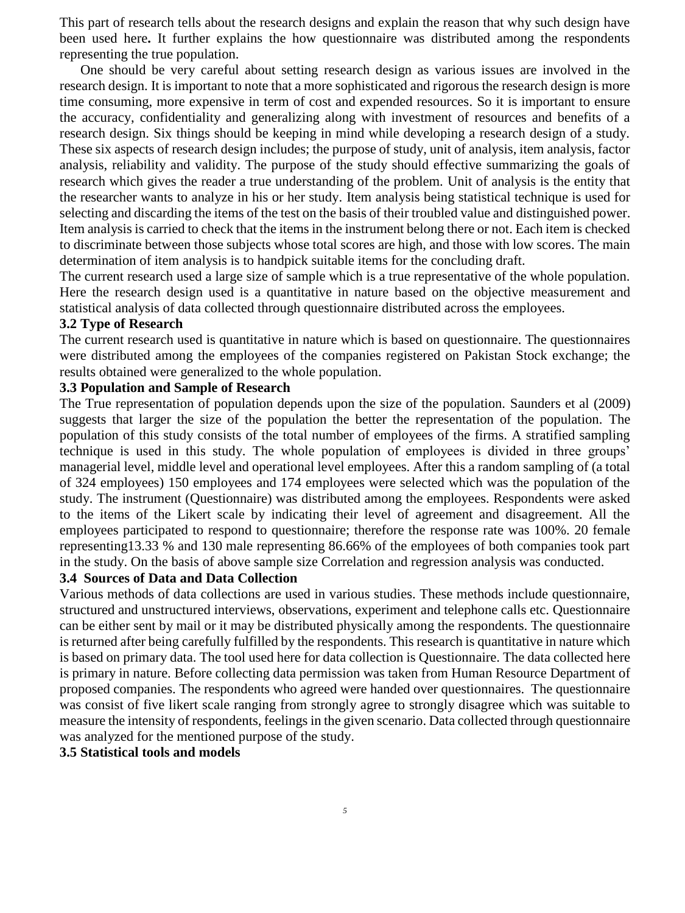This part of research tells about the research designs and explain the reason that why such design have been used here**.** It further explains the how questionnaire was distributed among the respondents representing the true population.

One should be very careful about setting research design as various issues are involved in the research design. It is important to note that a more sophisticated and rigorous the research design is more time consuming, more expensive in term of cost and expended resources. So it is important to ensure the accuracy, confidentiality and generalizing along with investment of resources and benefits of a research design. Six things should be keeping in mind while developing a research design of a study. These six aspects of research design includes; the purpose of study, unit of analysis, item analysis, factor analysis, reliability and validity. The purpose of the study should effective summarizing the goals of research which gives the reader a true understanding of the problem. Unit of analysis is the entity that the researcher wants to analyze in his or her study. Item analysis being statistical technique is used for selecting and discarding the items of the test on the basis of their troubled value and distinguished power. Item analysis is carried to check that the items in the instrument belong there or not. Each item is checked to discriminate between those subjects whose total scores are high, and those with low scores. The main determination of item analysis is to handpick suitable items for the concluding draft.

The current research used a large size of sample which is a true representative of the whole population. Here the research design used is a quantitative in nature based on the objective measurement and statistical analysis of data collected through questionnaire distributed across the employees.

### 3.2 Type of Research

The current research used is quantitative in nature which is based on questionnaire. The questionnaires were distributed among the employees of the companies registered on Pakistan Stock exchange; the results obtained were generalized to the whole population.

### 3.3 Population and Sample of Research

The True representation of population depends upon the size of the population. Saunders et al (2009) suggests that larger the size of the population the better the representation of the population. The population of this study consists of the total number of employees of the firms. A stratified sampling technique is used in this study. The whole population of employees is divided in three groups' managerial level, middle level and operational level employees. After this a random sampling of (a total of 324 employees) 150 employees and 174 employees were selected which was the population of the study. The instrument (Questionnaire) was distributed among the employees. Respondents were asked to the items of the Likert scale by indicating their level of agreement and disagreement. All the employees participated to respond to questionnaire; therefore the response rate was 100%. 20 female representing13.33 % and 130 male representing 86.66% of the employees of both companies took part in the study. On the basis of above sample size Correlation and regression analysis was conducted.

### 3.4 Sources of Data and Data Collection

Various methods of data collections are used in various studies. These methods include questionnaire, structured and unstructured interviews, observations, experiment and telephone calls etc. Questionnaire can be either sent by mail or it may be distributed physically among the respondents. The questionnaire is returned after being carefully fulfilled by the respondents. This research is quantitative in nature which is based on primary data. The tool used here for data collection is Questionnaire. The data collected here is primary in nature. Before collecting data permission was taken from Human Resource Department of proposed companies. The respondents who agreed were handed over questionnaires. The questionnaire was consist of five likert scale ranging from strongly agree to strongly disagree which was suitable to measure the intensity of respondents, feelings in the given scenario. Data collected through questionnaire was analyzed for the mentioned purpose of the study.

### 3.5 Statistical tools and models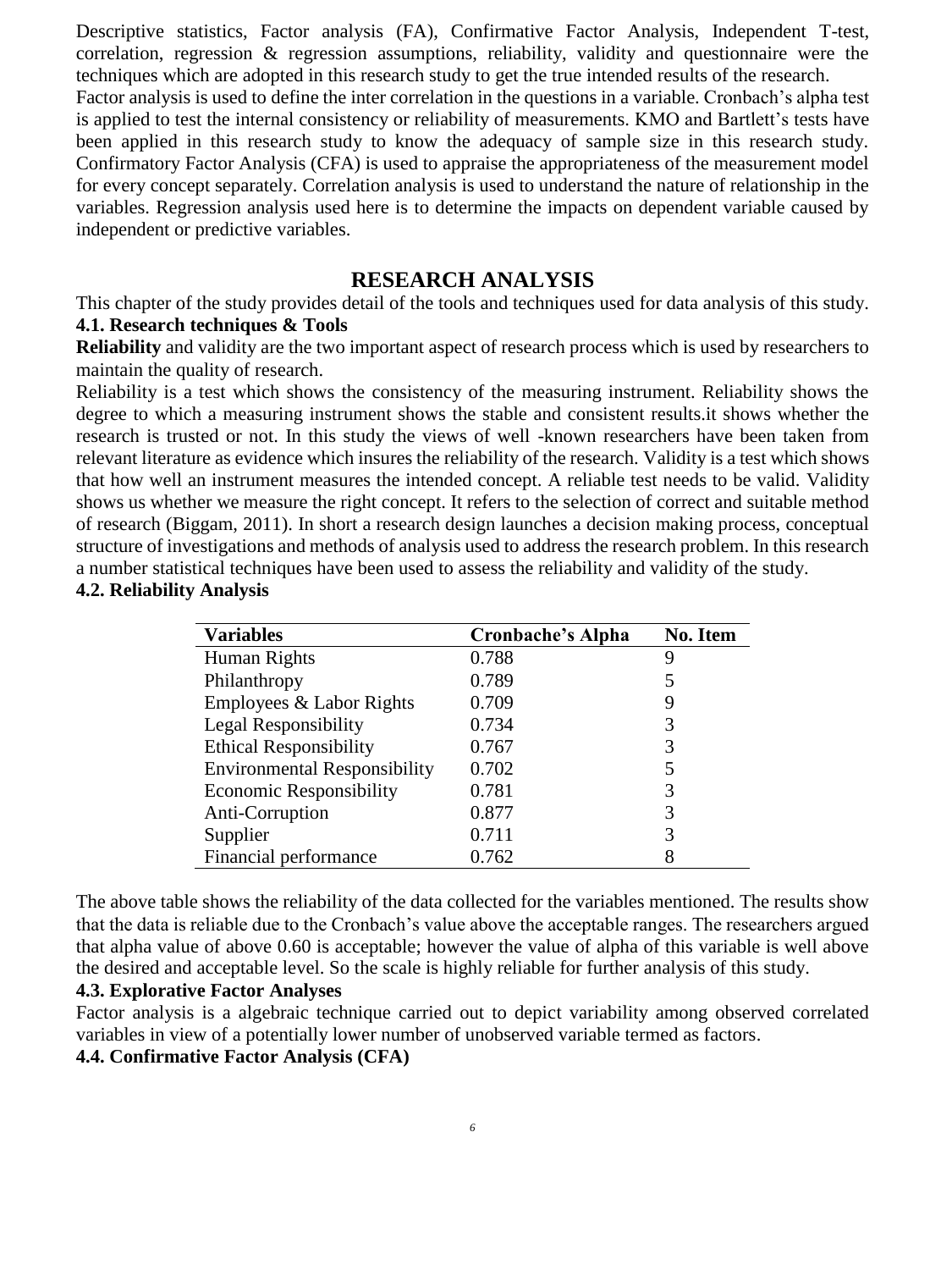Descriptive statistics, Factor analysis (FA), Confirmative Factor Analysis, Independent T-test, correlation, regression & regression assumptions, reliability, validity and questionnaire were the techniques which are adopted in this research study to get the true intended results of the research.
Factor analysis is used to define the inter correlation in the questions in a variable. Cronbach's alpha test is applied to test the internal consistency or reliability of measurements. KMO and Bartlett's tests have been applied in this research study to know the adequacy of sample size in this research study. Confirmatory Factor Analysis (CFA) is used to appraise the appropriateness of the measurement model for every concept separately. Correlation analysis is used to understand the nature of relationship in the variables. Regression analysis used here is to determine the impacts on dependent variable caused by independent or predictive variables.

# RESEARCH ANALYSIS

This chapter of the study provides detail of the tools and techniques used for data analysis of this study.

**4.1. Research techniques & Tools**

**Reliability** and validity are the two important aspect of research process which is used by researchers to maintain the quality of research.

Reliability is a test which shows the consistency of the measuring instrument. Reliability shows the degree to which a measuring instrument shows the stable and consistent results.it shows whether the research is trusted or not. In this study the views of well -known researchers have been taken from relevant literature as evidence which insures the reliability of the research. Validity is a test which shows that how well an instrument measures the intended concept. A reliable test needs to be valid. Validity shows us whether we measure the right concept. It refers to the selection of correct and suitable method of research (Biggam, 2011). In short a research design launches a decision making process, conceptual structure of investigations and methods of analysis used to address the research problem. In this research a number statistical techniques have been used to assess the reliability and validity of the study.

**4.2. Reliability Analysis**

| Variables | Cronbache's Alpha | No. Item |
|---|---|---|
| Human Rights | 0.788 | 9 |
| Philanthropy | 0.789 | 5 |
| Employees & Labor Rights | 0.709 | 9 |
| Legal Responsibility | 0.734 | 3 |
| Ethical Responsibility | 0.767 | 3 |
| Environmental Responsibility | 0.702 | 5 |
| Economic Responsibility | 0.781 | 3 |
| Anti-Corruption | 0.877 | 3 |
| Supplier | 0.711 | 3 |
| Financial performance | 0.762 | 8 |

The above table shows the reliability of the data collected for the variables mentioned. The results show that the data is reliable due to the Cronbach's value above the acceptable ranges. The researchers argued that alpha value of above 0.60 is acceptable; however the value of alpha of this variable is well above the desired and acceptable level. So the scale is highly reliable for further analysis of this study.

**4.3. Explorative Factor Analyses**

Factor analysis is a algebraic technique carried out to depict variability among observed correlated variables in view of a potentially lower number of unobserved variable termed as factors.

**4.4. Confirmative Factor Analysis (CFA)**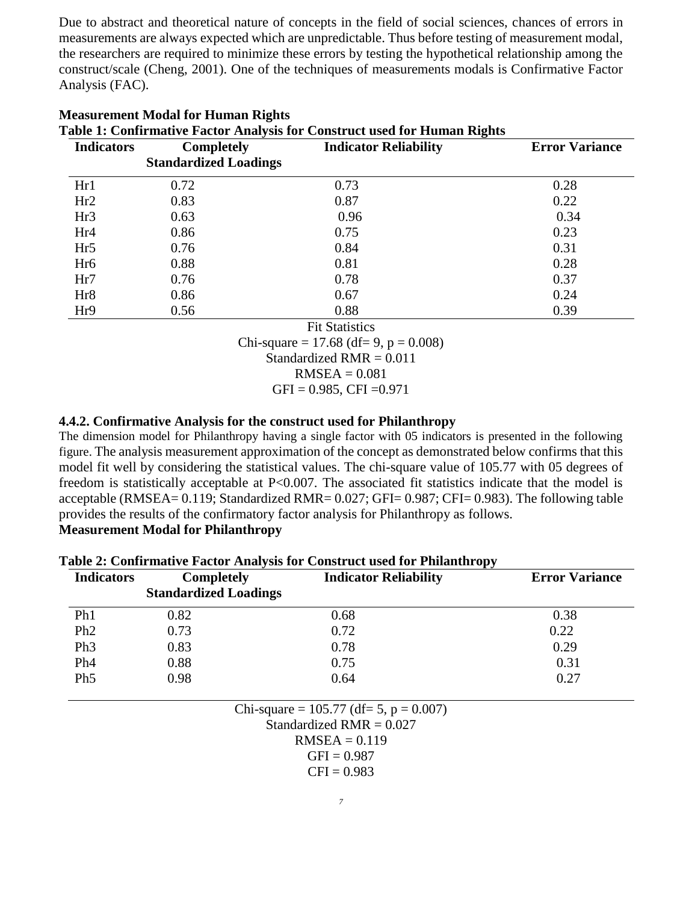Due to abstract and theoretical nature of concepts in the field of social sciences, chances of errors in measurements are always expected which are unpredictable. Thus before testing of measurement modal, the researchers are required to minimize these errors by testing the hypothetical relationship among the construct/scale (Cheng, 2001). One of the techniques of measurements modals is Confirmative Factor Analysis (FAC).

**Measurement Modal for Human Rights**

**Table 1: Confirmative Factor Analysis for Construct used for Human Rights**

| Indicators | Completely Standardized Loadings | Indicator Reliability | Error Variance |
|---|---|---|---|
| Hr1 | 0.72 | 0.73 | 0.28 |
| Hr2 | 0.83 | 0.87 | 0.22 |
| Hr3 | 0.63 | 0.96 | 0.34 |
| Hr4 | 0.86 | 0.75 | 0.23 |
| Hr5 | 0.76 | 0.84 | 0.31 |
| Hr6 | 0.88 | 0.81 | 0.28 |
| Hr7 | 0.76 | 0.78 | 0.37 |
| Hr8 | 0.86 | 0.67 | 0.24 |
| Hr9 | 0.56 | 0.88 | 0.39 |

Fit Statistics

Chi-square = 17.68 (df= 9, p = 0.008)

Standardized RMR = 0.011

RMSEA = 0.081

GFI = 0.985, CFI =0.971

### 4.4.2. Confirmative Analysis for the construct used for Philanthropy

The dimension model for Philanthropy having a single factor with 05 indicators is presented in the following figure. The analysis measurement approximation of the concept as demonstrated below confirms that this model fit well by considering the statistical values. The chi-square value of 105.77 with 05 degrees of freedom is statistically acceptable at P<0.007. The associated fit statistics indicate that the model is acceptable (RMSEA= 0.119; Standardized RMR= 0.027; GFI= 0.987; CFI= 0.983). The following table provides the results of the confirmatory factor analysis for Philanthropy as follows.

**Measurement Modal for Philanthropy**

**Table 2: Confirmative Factor Analysis for Construct used for Philanthropy**

| Indicators | Completely Standardized Loadings | Indicator Reliability | Error Variance |
|---|---|---|---|
| Ph1 | 0.82 | 0.68 | 0.38 |
| Ph2 | 0.73 | 0.72 | 0.22 |
| Ph3 | 0.83 | 0.78 | 0.29 |
| Ph4 | 0.88 | 0.75 | 0.31 |
| Ph5 | 0.98 | 0.64 | 0.27 |

Chi-square = 105.77 (df= 5, p = 0.007)

Standardized RMR = 0.027

RMSEA = 0.119

GFI = 0.987

CFI = 0.983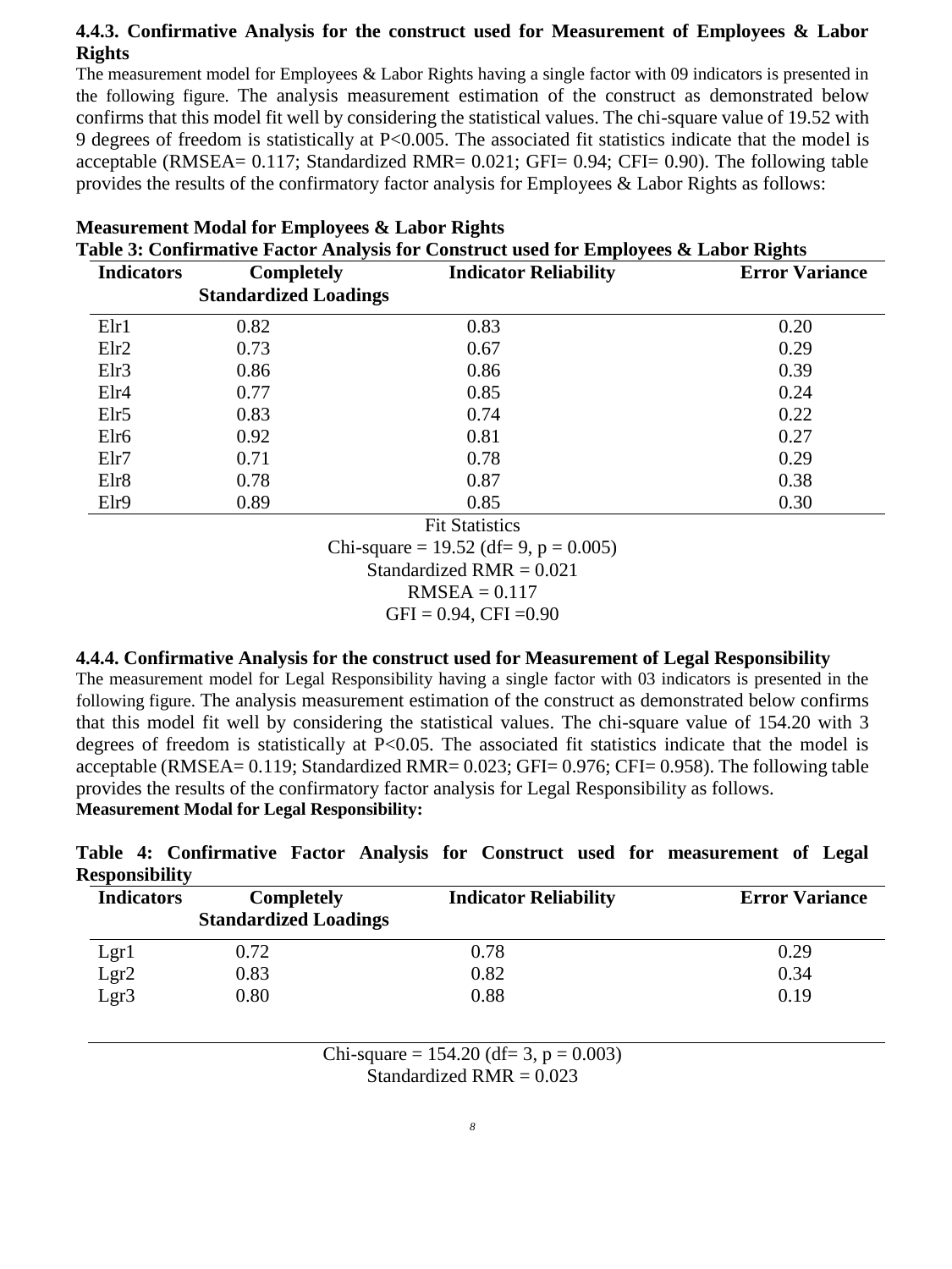### 4.4.3. Confirmative Analysis for the construct used for Measurement of Employees & Labor Rights

The measurement model for Employees & Labor Rights having a single factor with 09 indicators is presented in the following figure. The analysis measurement estimation of the construct as demonstrated below confirms that this model fit well by considering the statistical values. The chi-square value of 19.52 with 9 degrees of freedom is statistically at $P<0.005$. The associated fit statistics indicate that the model is acceptable (RMSEA= 0.117; Standardized RMR= 0.021; GFI= 0.94; CFI= 0.90). The following table provides the results of the confirmatory factor analysis for Employees & Labor Rights as follows:

**Measurement Modal for Employees & Labor Rights**

**Table 3: Confirmative Factor Analysis for Construct used for Employees & Labor Rights**

| Indicators | Completely Standardized Loadings | Indicator Reliability | Error Variance |
|---|---|---|---|
| Elr1 | 0.82 | 0.83 | 0.20 |
| Elr2 | 0.73 | 0.67 | 0.29 |
| Elr3 | 0.86 | 0.86 | 0.39 |
| Elr4 | 0.77 | 0.85 | 0.24 |
| Elr5 | 0.83 | 0.74 | 0.22 |
| Elr6 | 0.92 | 0.81 | 0.27 |
| Elr7 | 0.71 | 0.78 | 0.29 |
| Elr8 | 0.78 | 0.87 | 0.38 |
| Elr9 | 0.89 | 0.85 | 0.30 |

Fit Statistics
Chi-square = 19.52 (df= 9, p = 0.005)
Standardized RMR = 0.021
RMSEA = 0.117
GFI = 0.94, CFI =0.90

### 4.4.4. Confirmative Analysis for the construct used for Measurement of Legal Responsibility

The measurement model for Legal Responsibility having a single factor with 03 indicators is presented in the following figure. The analysis measurement estimation of the construct as demonstrated below confirms that this model fit well by considering the statistical values. The chi-square value of 154.20 with 3 degrees of freedom is statistically at $P<0.05$. The associated fit statistics indicate that the model is acceptable (RMSEA= 0.119; Standardized RMR= 0.023; GFI= 0.976; CFI= 0.958). The following table provides the results of the confirmatory factor analysis for Legal Responsibility as follows.

**Measurement Modal for Legal Responsibility:**

**Table 4: Confirmative Factor Analysis for Construct used for measurement of Legal Responsibility**

| Indicators | Completely Standardized Loadings | Indicator Reliability | Error Variance |
|---|---|---|---|
| Lgr1 | 0.72 | 0.78 | 0.29 |
| Lgr2 | 0.83 | 0.82 | 0.34 |
| Lgr3 | 0.80 | 0.88 | 0.19 |

Chi-square = 154.20 (df= 3, p = 0.003)
Standardized RMR = 0.023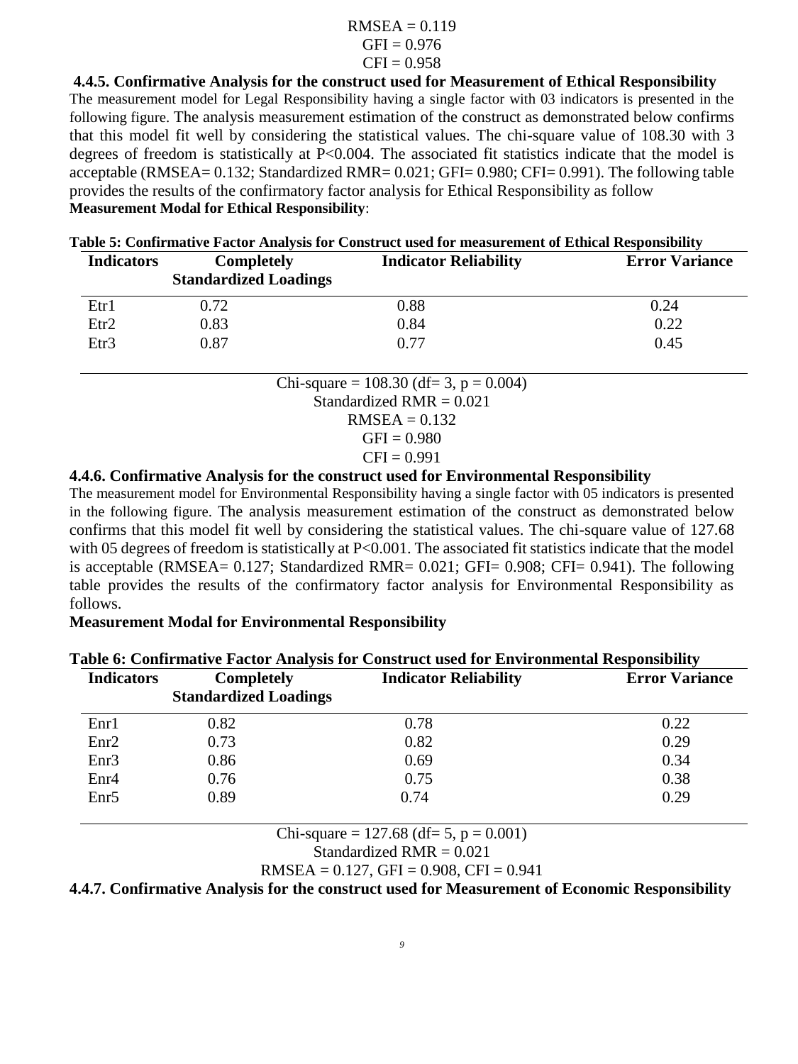RMSEA = 0.119
GFI = 0.976
CFI = 0.958

### 4.4.5. Confirmative Analysis for the construct used for Measurement of Ethical Responsibility

The measurement model for Legal Responsibility having a single factor with 03 indicators is presented in the following figure. The analysis measurement estimation of the construct as demonstrated below confirms that this model fit well by considering the statistical values. The chi-square value of 108.30 with 3 degrees of freedom is statistically at $P<0.004$. The associated fit statistics indicate that the model is acceptable (RMSEA= 0.132; Standardized RMR= 0.021; GFI= 0.980; CFI= 0.991). The following table provides the results of the confirmatory factor analysis for Ethical Responsibility as follow

**Measurement Modal for Ethical Responsibility**:

**Table 5: Confirmative Factor Analysis for Construct used for measurement of Ethical Responsibility**

| Indicators | Completely Standardized Loadings | Indicator Reliability | Error Variance |
|---|---|---|---|
| Etr1 | 0.72 | 0.88 | 0.24 |
| Etr2 | 0.83 | 0.84 | 0.22 |
| Etr3 | 0.87 | 0.77 | 0.45 |

Chi-square = 108.30 (df= 3, p = 0.004)
Standardized RMR = 0.021
RMSEA = 0.132
GFI = 0.980
CFI = 0.991

### 4.4.6. Confirmative Analysis for the construct used for Environmental Responsibility

The measurement model for Environmental Responsibility having a single factor with 05 indicators is presented in the following figure. The analysis measurement estimation of the construct as demonstrated below confirms that this model fit well by considering the statistical values. The chi-square value of 127.68 with 05 degrees of freedom is statistically at $P<0.001$. The associated fit statistics indicate that the model is acceptable (RMSEA= 0.127; Standardized RMR= 0.021; GFI= 0.908; CFI= 0.941). The following table provides the results of the confirmatory factor analysis for Environmental Responsibility as follows.

**Measurement Modal for Environmental Responsibility**

**Table 6: Confirmative Factor Analysis for Construct used for Environmental Responsibility**

| Indicators | Completely Standardized Loadings | Indicator Reliability | Error Variance |
|---|---|---|---|
| Enr1 | 0.82 | 0.78 | 0.22 |
| Enr2 | 0.73 | 0.82 | 0.29 |
| Enr3 | 0.86 | 0.69 | 0.34 |
| Enr4 | 0.76 | 0.75 | 0.38 |
| Enr5 | 0.89 | 0.74 | 0.29 |

Chi-square = 127.68 (df= 5, p = 0.001)
Standardized RMR = 0.021
RMSEA = 0.127, GFI = 0.908, CFI = 0.941

### 4.4.7. Confirmative Analysis for the construct used for Measurement of Economic Responsibility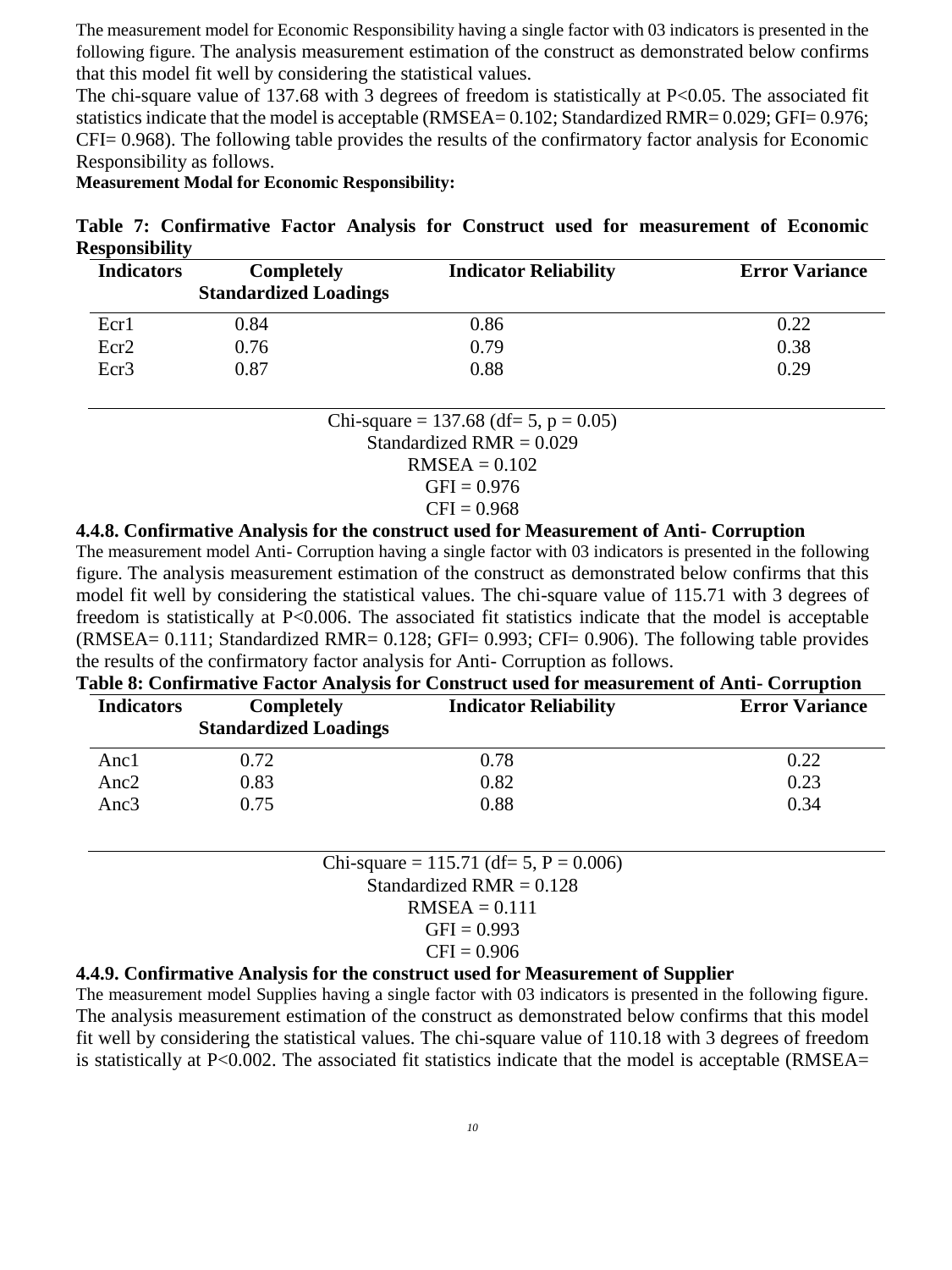The measurement model for Economic Responsibility having a single factor with 03 indicators is presented in the following figure. The analysis measurement estimation of the construct as demonstrated below confirms that this model fit well by considering the statistical values.

The chi-square value of 137.68 with 3 degrees of freedom is statistically at $P<0.05$. The associated fit statistics indicate that the model is acceptable (RMSEA= 0.102; Standardized RMR= 0.029; GFI= 0.976; CFI= 0.968). The following table provides the results of the confirmatory factor analysis for Economic Responsibility as follows.

**Measurement Modal for Economic Responsibility:**

**Table 7: Confirmative Factor Analysis for Construct used for measurement of Economic Responsibility**

| Indicators | Completely Standardized Loadings | Indicator Reliability | Error Variance |
|---|---|---|---|
| Ecr1 | 0.84 | 0.86 | 0.22 |
| Ecr2 | 0.76 | 0.79 | 0.38 |
| Ecr3 | 0.87 | 0.88 | 0.29 |

Chi-square = 137.68 (df= 5, p = 0.05)
Standardized RMR = 0.029
RMSEA = 0.102
GFI = 0.976
CFI = 0.968

### 4.4.8. Confirmative Analysis for the construct used for Measurement of Anti- Corruption

The measurement model Anti- Corruption having a single factor with 03 indicators is presented in the following figure. The analysis measurement estimation of the construct as demonstrated below confirms that this model fit well by considering the statistical values. The chi-square value of 115.71 with 3 degrees of freedom is statistically at $P<0.006$. The associated fit statistics indicate that the model is acceptable (RMSEA= 0.111; Standardized RMR= 0.128; GFI= 0.993; CFI= 0.906). The following table provides the results of the confirmatory factor analysis for Anti- Corruption as follows.

**Table 8: Confirmative Factor Analysis for Construct used for measurement of Anti- Corruption**

| Indicators | Completely Standardized Loadings | Indicator Reliability | Error Variance |
|---|---|---|---|
| Anc1 | 0.72 | 0.78 | 0.22 |
| Anc2 | 0.83 | 0.82 | 0.23 |
| Anc3 | 0.75 | 0.88 | 0.34 |

Chi-square = 115.71 (df= 5, P = 0.006)
Standardized RMR = 0.128
RMSEA = 0.111
GFI = 0.993
CFI = 0.906

### 4.4.9. Confirmative Analysis for the construct used for Measurement of Supplier

The measurement model Supplies having a single factor with 03 indicators is presented in the following figure. The analysis measurement estimation of the construct as demonstrated below confirms that this model fit well by considering the statistical values. The chi-square value of 110.18 with 3 degrees of freedom is statistically at $P<0.002$. The associated fit statistics indicate that the model is acceptable (RMSEA=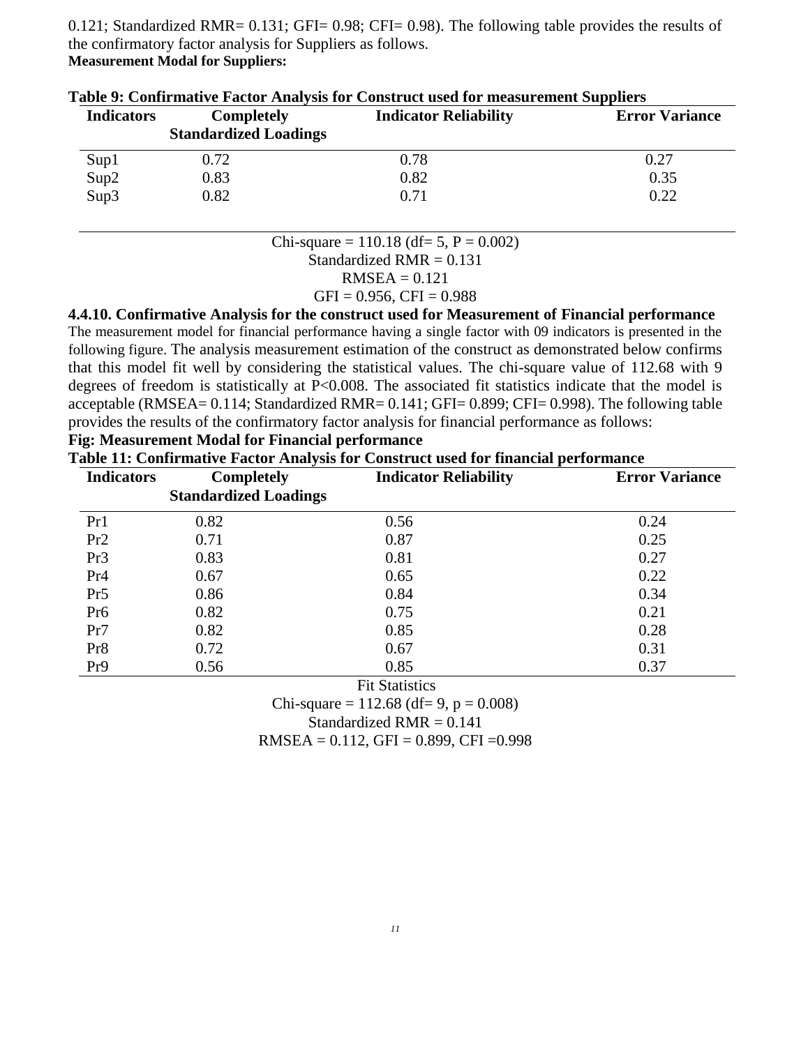0.121; Standardized RMR= 0.131; GFI= 0.98; CFI= 0.98). The following table provides the results of the confirmatory factor analysis for Suppliers as follows.

**Measurement Modal for Suppliers:**

**Table 9: Confirmative Factor Analysis for Construct used for measurement Suppliers**

| Indicators | Completely Standardized Loadings | Indicator Reliability | Error Variance |
|---|---|---|---|
| Sup1 | 0.72 | 0.78 | 0.27 |
| Sup2 | 0.83 | 0.82 | 0.35 |
| Sup3 | 0.82 | 0.71 | 0.22 |

Chi-square = 110.18 (df= 5, P = 0.002)
Standardized RMR = 0.131
RMSEA = 0.121
GFI = 0.956, CFI = 0.988

### 4.4.10. Confirmative Analysis for the construct used for Measurement of Financial performance

The measurement model for financial performance having a single factor with 09 indicators is presented in the following figure. The analysis measurement estimation of the construct as demonstrated below confirms that this model fit well by considering the statistical values. The chi-square value of 112.68 with 9 degrees of freedom is statistically at P<0.008. The associated fit statistics indicate that the model is acceptable (RMSEA= 0.114; Standardized RMR= 0.141; GFI= 0.899; CFI= 0.998). The following table provides the results of the confirmatory factor analysis for financial performance as follows:

**Fig: Measurement Modal for Financial performance**

**Table 11: Confirmative Factor Analysis for Construct used for financial performance**

| Indicators | Completely Standardized Loadings | Indicator Reliability | Error Variance |
|---|---|---|---|
| Pr1 | 0.82 | 0.56 | 0.24 |
| Pr2 | 0.71 | 0.87 | 0.25 |
| Pr3 | 0.83 | 0.81 | 0.27 |
| Pr4 | 0.67 | 0.65 | 0.22 |
| Pr5 | 0.86 | 0.84 | 0.34 |
| Pr6 | 0.82 | 0.75 | 0.21 |
| Pr7 | 0.82 | 0.85 | 0.28 |
| Pr8 | 0.72 | 0.67 | 0.31 |
| Pr9 | 0.56 | 0.85 | 0.37 |

Fit Statistics
Chi-square = 112.68 (df= 9, p = 0.008)
Standardized RMR = 0.141
RMSEA = 0.112, GFI = 0.899, CFI =0.998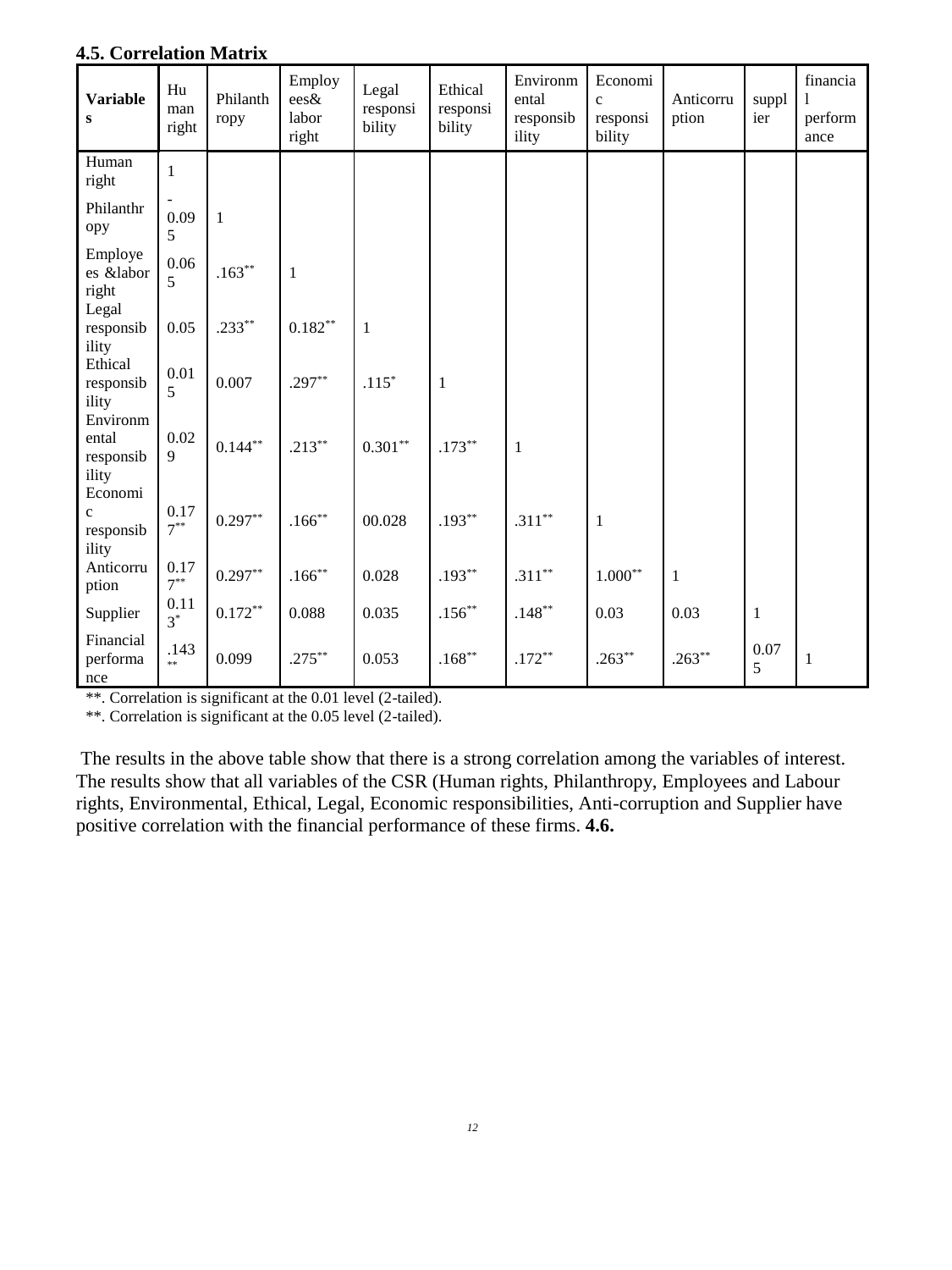**4.5. Correlation Matrix**

| Variables | Human right | Philanthropy | Employees& labor right | Legal responsibility | Ethical responsibility | Environmental responsibility | Economic responsibility | Anticorruption | supplier | financial performance |
|---|---|---|---|---|---|---|---|---|---|---|
| Human right | 1 | | | | | | | | | |
| Philanthropy | -0.095 | 1 | | | | | | | | |
| Employees &labor right | 0.065 | .163** | 1 | | | | | | | |
| Legal responsibility | 0.05 | .233** | 0.182** | 1 | | | | | | |
| Ethical responsibility | 0.015 | 0.007 | .297** | .115* | 1 | | | | | |
| Environmental responsibility | 0.029 | 0.144** | .213** | 0.301** | .173** | 1 | | | | |
| Economic responsibility | 0.177** | 0.297** | .166** | 00.028 | .193** | .311** | 1 | | | |
| Anticorruption | 0.177** | 0.297** | .166** | 0.028 | .193** | .311** | 1.000** | 1 | | |
| Supplier | 0.113* | 0.172** | 0.088 | 0.035 | .156** | .148** | 0.03 | 0.03 | 1 | |
| Financial performance | .143** | 0.099 | .275** | 0.053 | .168** | .172** | .263** | .263** | 0.075 | 1 |

**. Correlation is significant at the 0.01 level (2-tailed).

**. Correlation is significant at the 0.05 level (2-tailed).

The results in the above table show that there is a strong correlation among the variables of interest. The results show that all variables of the CSR (Human rights, Philanthropy, Employees and Labour rights, Environmental, Ethical, Legal, Economic responsibilities, Anti-corruption and Supplier have positive correlation with the financial performance of these firms. **4.6.**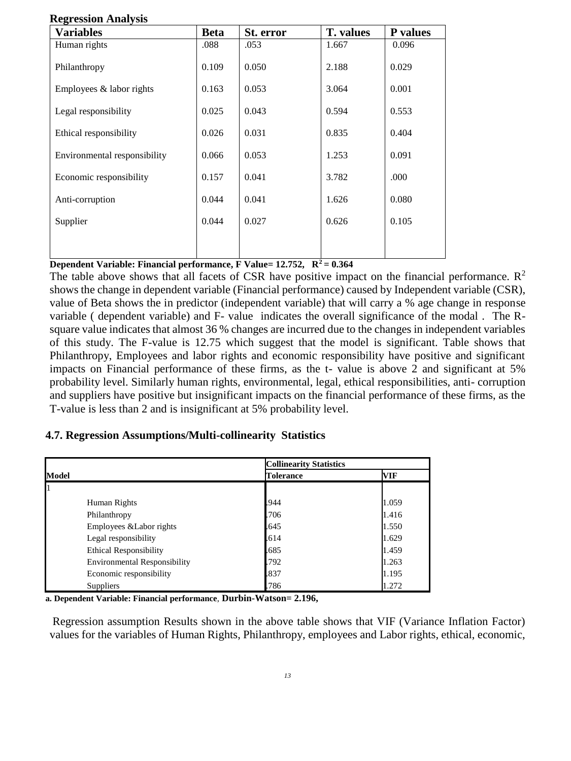**Regression Analysis**

| Variables | Beta | St. error | T. values | P values |
|---|---|---|---|---|
| Human rights | .088 | .053 | 1.667 | 0.096 |
| Philanthropy | 0.109 | 0.050 | 2.188 | 0.029 |
| Employees & labor rights | 0.163 | 0.053 | 3.064 | 0.001 |
| Legal responsibility | 0.025 | 0.043 | 0.594 | 0.553 |
| Ethical responsibility | 0.026 | 0.031 | 0.835 | 0.404 |
| Environmental responsibility | 0.066 | 0.053 | 1.253 | 0.091 |
| Economic responsibility | 0.157 | 0.041 | 3.782 | .000 |
| Anti-corruption | 0.044 | 0.041 | 1.626 | 0.080 |
| Supplier | 0.044 | 0.027 | 0.626 | 0.105 |

**Dependent Variable: Financial performance, F Value= 12.752, $R^2 = 0.364$**

The table above shows that all facets of CSR have positive impact on the financial performance. $R^2$ shows the change in dependent variable (Financial performance) caused by Independent variable (CSR), value of Beta shows the in predictor (independent variable) that will carry a % age change in response variable ( dependent variable) and F- value indicates the overall significance of the modal . The R-square value indicates that almost 36 % changes are incurred due to the changes in independent variables of this study. The F-value is 12.75 which suggest that the model is significant. Table shows that Philanthropy, Employees and labor rights and economic responsibility have positive and significant impacts on Financial performance of these firms, as the t- value is above 2 and significant at 5% probability level. Similarly human rights, environmental, legal, ethical responsibilities, anti- corruption and suppliers have positive but insignificant impacts on the financial performance of these firms, as the T-value is less than 2 and is insignificant at 5% probability level.

### 4.7. Regression Assumptions/Multi-collinearity Statistics

| Model | Collinearity Statistics | |
|---|---|---|
| | Tolerance | VIF |
| 1 | | |
| Human Rights | .944 | 1.059 |
| Philanthropy | .706 | 1.416 |
| Employees &Labor rights | .645 | 1.550 |
| Legal responsibility | .614 | 1.629 |
| Ethical Responsibility | .685 | 1.459 |
| Environmental Responsibility | .792 | 1.263 |
| Economic responsibility | .837 | 1.195 |
| Suppliers | .786 | 1.272 |

**a. Dependent Variable: Financial performance**, **Durbin-Watson= 2.196,**

Regression assumption Results shown in the above table shows that VIF (Variance Inflation Factor) values for the variables of Human Rights, Philanthropy, employees and Labor rights, ethical, economic,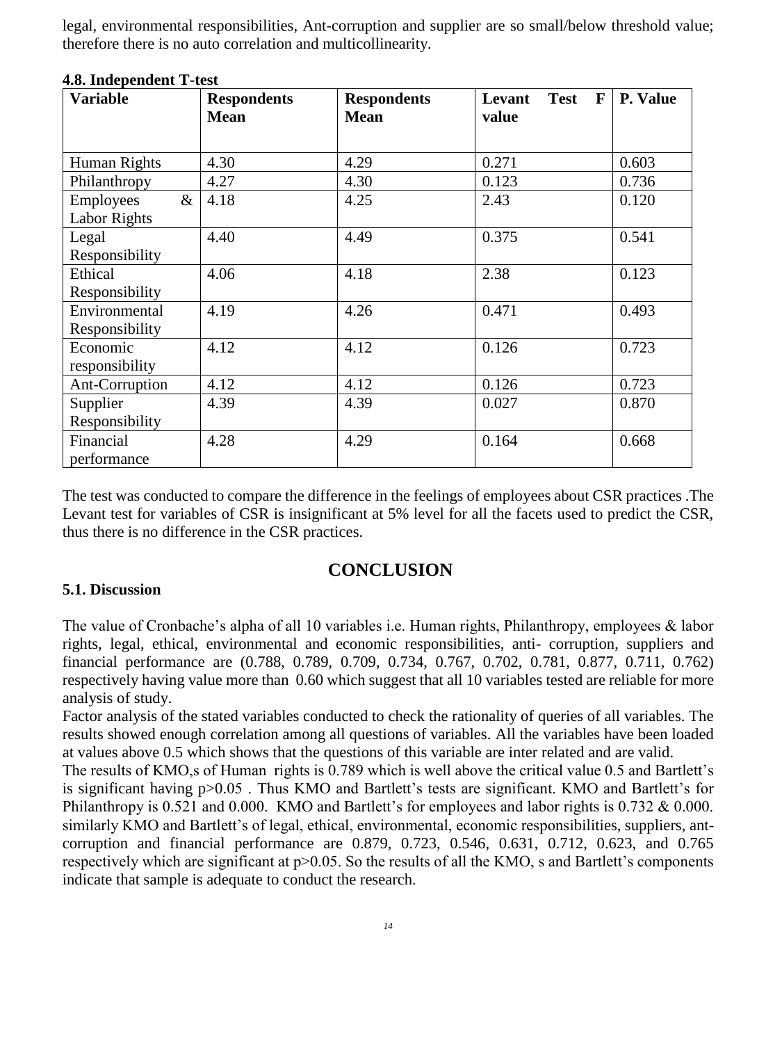legal, environmental responsibilities, Ant-corruption and supplier are so small/below threshold value; therefore there is no auto correlation and multicollinearity.

**4.8. Independent T-test**

| Variable | Respondents Mean | Respondents Mean | Levant Test F value | P. Value |
|---|---|---|---|---|
| Human Rights | 4.30 | 4.29 | 0.271 | 0.603 |
| Philanthropy | 4.27 | 4.30 | 0.123 | 0.736 |
| Employees & Labor Rights | 4.18 | 4.25 | 2.43 | 0.120 |
| Legal Responsibility | 4.40 | 4.49 | 0.375 | 0.541 |
| Ethical Responsibility | 4.06 | 4.18 | 2.38 | 0.123 |
| Environmental Responsibility | 4.19 | 4.26 | 0.471 | 0.493 |
| Economic responsibility | 4.12 | 4.12 | 0.126 | 0.723 |
| Ant-Corruption | 4.12 | 4.12 | 0.126 | 0.723 |
| Supplier Responsibility | 4.39 | 4.39 | 0.027 | 0.870 |
| Financial performance | 4.28 | 4.29 | 0.164 | 0.668 |

The test was conducted to compare the difference in the feelings of employees about CSR practices .The Levant test for variables of CSR is insignificant at 5% level for all the facets used to predict the CSR, thus there is no difference in the CSR practices.

## CONCLUSION

### 5.1. Discussion

The value of Cronbache's alpha of all 10 variables i.e. Human rights, Philanthropy, employees & labor rights, legal, ethical, environmental and economic responsibilities, anti- corruption, suppliers and financial performance are (0.788, 0.789, 0.709, 0.734, 0.767, 0.702, 0.781, 0.877, 0.711, 0.762) respectively having value more than 0.60 which suggest that all 10 variables tested are reliable for more analysis of study.

Factor analysis of the stated variables conducted to check the rationality of queries of all variables. The results showed enough correlation among all questions of variables. All the variables have been loaded at values above 0.5 which shows that the questions of this variable are inter related and are valid.

The results of KMO,s of Human rights is 0.789 which is well above the critical value 0.5 and Bartlett's is significant having $p>0.05$ . Thus KMO and Bartlett's tests are significant. KMO and Bartlett's for Philanthropy is 0.521 and 0.000. KMO and Bartlett's for employees and labor rights is 0.732 & 0.000. similarly KMO and Bartlett's of legal, ethical, environmental, economic responsibilities, suppliers, ant-corruption and financial performance are 0.879, 0.723, 0.546, 0.631, 0.712, 0.623, and 0.765 respectively which are significant at $p>0.05$. So the results of all the KMO, s and Bartlett's components indicate that sample is adequate to conduct the research.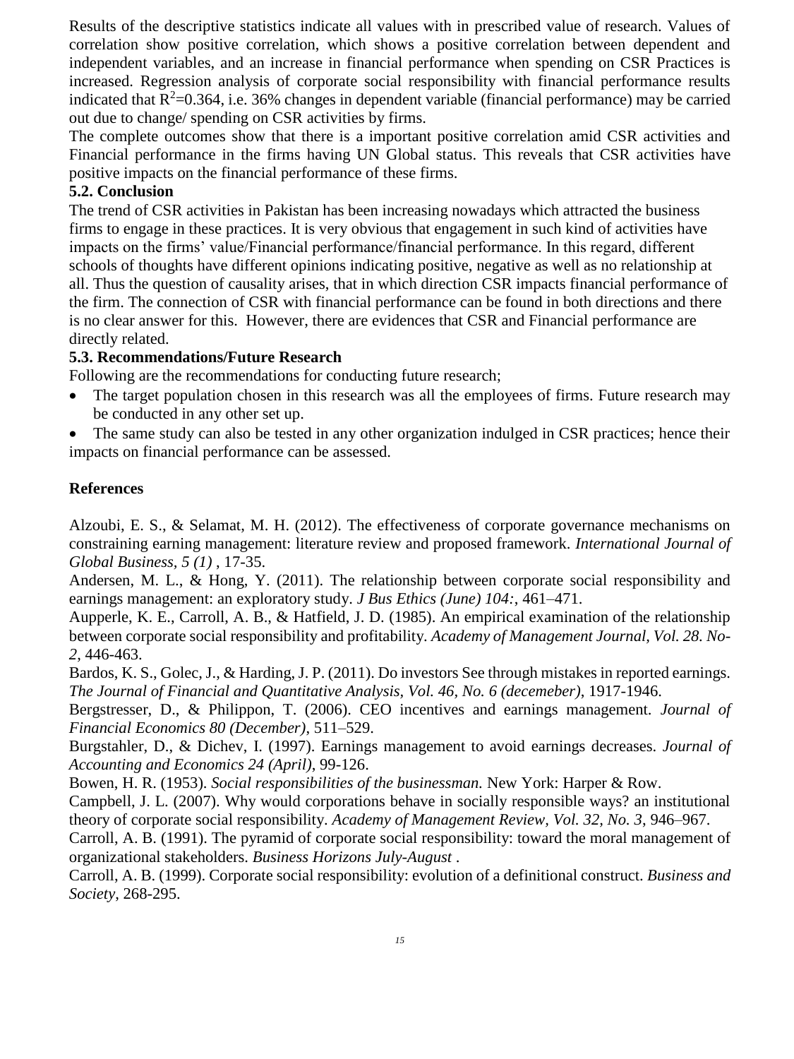Results of the descriptive statistics indicate all values with in prescribed value of research. Values of correlation show positive correlation, which shows a positive correlation between dependent and independent variables, and an increase in financial performance when spending on CSR Practices is increased. Regression analysis of corporate social responsibility with financial performance results indicated that $R^2$=0.364, i.e. 36% changes in dependent variable (financial performance) may be carried out due to change/ spending on CSR activities by firms.

The complete outcomes show that there is a important positive correlation amid CSR activities and Financial performance in the firms having UN Global status. This reveals that CSR activities have positive impacts on the financial performance of these firms.

### 5.2. Conclusion

The trend of CSR activities in Pakistan has been increasing nowadays which attracted the business firms to engage in these practices. It is very obvious that engagement in such kind of activities have impacts on the firms' value/Financial performance/financial performance. In this regard, different schools of thoughts have different opinions indicating positive, negative as well as no relationship at all. Thus the question of causality arises, that in which direction CSR impacts financial performance of the firm. The connection of CSR with financial performance can be found in both directions and there is no clear answer for this. However, there are evidences that CSR and Financial performance are directly related.

### 5.3. Recommendations/Future Research

Following are the recommendations for conducting future research;

- The target population chosen in this research was all the employees of firms. Future research may be conducted in any other set up.
- The same study can also be tested in any other organization indulged in CSR practices; hence their impacts on financial performance can be assessed.

## References

Alzoubi, E. S., & Selamat, M. H. (2012). The effectiveness of corporate governance mechanisms on constraining earning management: literature review and proposed framework. *International Journal of Global Business, 5 (1)* , 17-35.

Andersen, M. L., & Hong, Y. (2011). The relationship between corporate social responsibility and earnings management: an exploratory study. *J Bus Ethics (June) 104:*, 461–471.

Aupperle, K. E., Carroll, A. B., & Hatfield, J. D. (1985). An empirical examination of the relationship between corporate social responsibility and profitability. *Academy of Management Journal, Vol. 28. No-2*, 446-463.

Bardos, K. S., Golec, J., & Harding, J. P. (2011). Do investors See through mistakes in reported earnings. *The Journal of Financial and Quantitative Analysis, Vol. 46, No. 6 (decemeber)*, 1917-1946.

Bergstresser, D., & Philippon, T. (2006). CEO incentives and earnings management. *Journal of Financial Economics 80 (December)*, 511–529.

Burgstahler, D., & Dichev, I. (1997). Earnings management to avoid earnings decreases. *Journal of Accounting and Economics 24 (April)*, 99-126.

Bowen, H. R. (1953). *Social responsibilities of the businessman.* New York: Harper & Row.

Campbell, J. L. (2007). Why would corporations behave in socially responsible ways? an institutional theory of corporate social responsibility. *Academy of Management Review, Vol. 32, No. 3*, 946–967.

Carroll, A. B. (1991). The pyramid of corporate social responsibility: toward the moral management of organizational stakeholders. *Business Horizons July-August* .

Carroll, A. B. (1999). Corporate social responsibility: evolution of a definitional construct. *Business and Society*, 268-295.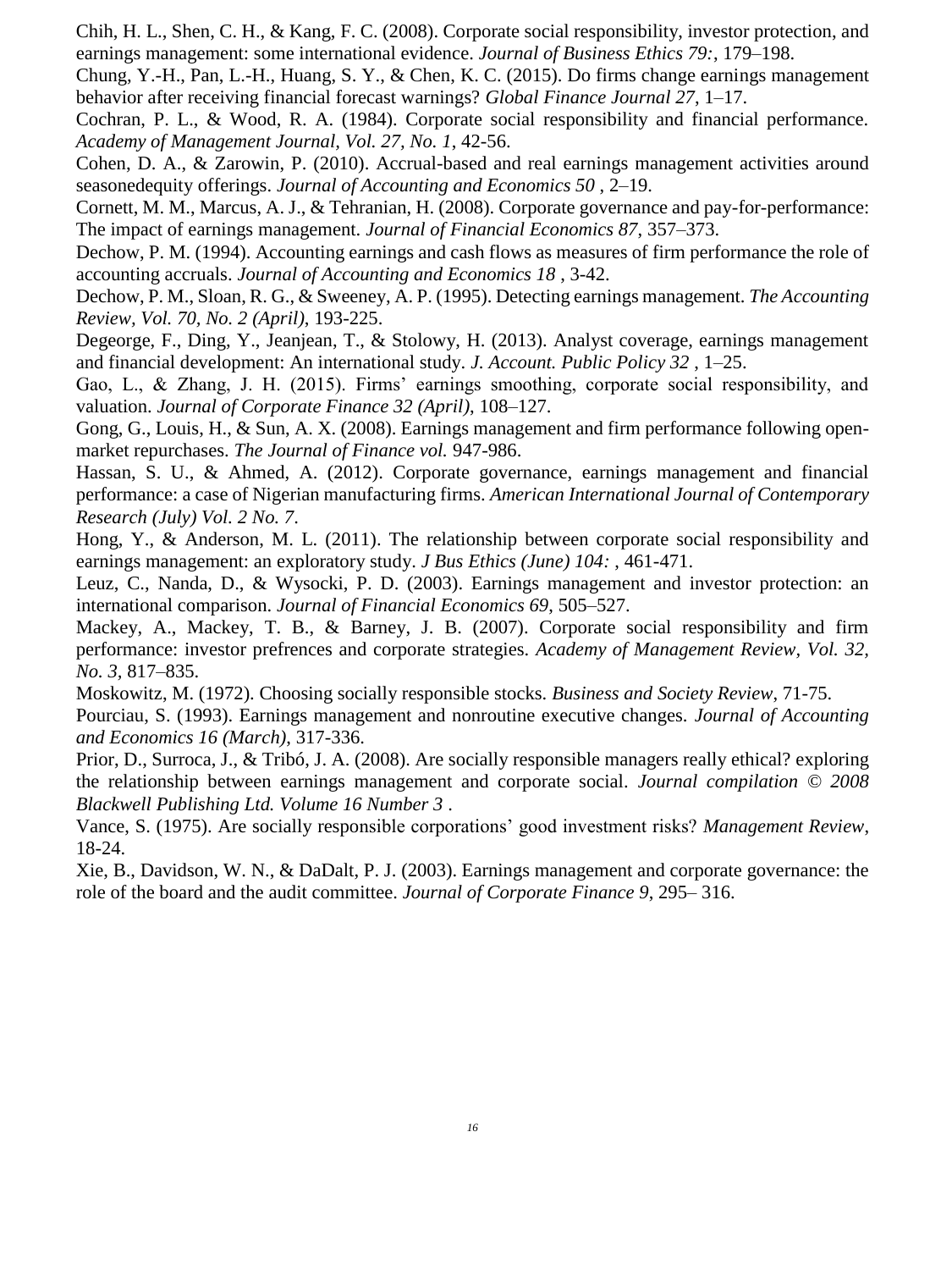Chih, H. L., Shen, C. H., & Kang, F. C. (2008). Corporate social responsibility, investor protection, and earnings management: some international evidence. *Journal of Business Ethics 79:*, 179–198.

Chung, Y.-H., Pan, L.-H., Huang, S. Y., & Chen, K. C. (2015). Do firms change earnings management behavior after receiving financial forecast warnings? *Global Finance Journal 27*, 1–17.

Cochran, P. L., & Wood, R. A. (1984). Corporate social responsibility and financial performance. *Academy of Management Journal, Vol. 27, No. 1*, 42-56.

Cohen, D. A., & Zarowin, P. (2010). Accrual-based and real earnings management activities around seasonedequity offerings. *Journal of Accounting and Economics 50* , 2–19.

Cornett, M. M., Marcus, A. J., & Tehranian, H. (2008). Corporate governance and pay-for-performance: The impact of earnings management. *Journal of Financial Economics 87*, 357–373.

Dechow, P. M. (1994). Accounting earnings and cash flows as measures of firm performance the role of accounting accruals. *Journal of Accounting and Economics 18* , 3-42.

Dechow, P. M., Sloan, R. G., & Sweeney, A. P. (1995). Detecting earnings management. *The Accounting Review, Vol. 70, No. 2 (April)*, 193-225.

Degeorge, F., Ding, Y., Jeanjean, T., & Stolowy, H. (2013). Analyst coverage, earnings management and financial development: An international study. *J. Account. Public Policy 32* , 1–25.

Gao, L., & Zhang, J. H. (2015). Firms' earnings smoothing, corporate social responsibility, and valuation. *Journal of Corporate Finance 32 (April)*, 108–127.

Gong, G., Louis, H., & Sun, A. X. (2008). Earnings management and firm performance following open-market repurchases. *The Journal of Finance vol.* 947-986.

Hassan, S. U., & Ahmed, A. (2012). Corporate governance, earnings management and financial performance: a case of Nigerian manufacturing firms. *American International Journal of Contemporary Research (July) Vol. 2 No. 7*.

Hong, Y., & Anderson, M. L. (2011). The relationship between corporate social responsibility and earnings management: an exploratory study. *J Bus Ethics (June) 104:* , 461-471.

Leuz, C., Nanda, D., & Wysocki, P. D. (2003). Earnings management and investor protection: an international comparison. *Journal of Financial Economics 69*, 505–527.

Mackey, A., Mackey, T. B., & Barney, J. B. (2007). Corporate social responsibility and firm performance: investor prefrences and corporate strategies. *Academy of Management Review, Vol. 32, No. 3,* 817–835.

Moskowitz, M. (1972). Choosing socially responsible stocks. *Business and Society Review*, 71-75.

Pourciau, S. (1993). Earnings management and nonroutine executive changes. *Journal of Accounting and Economics 16 (March)*, 317-336.

Prior, D., Surroca, J., & Tribó, J. A. (2008). Are socially responsible managers really ethical? exploring the relationship between earnings management and corporate social. *Journal compilation © 2008 Blackwell Publishing Ltd. Volume 16 Number 3* .

Vance, S. (1975). Are socially responsible corporations' good investment risks? *Management Review*, 18-24.

Xie, B., Davidson, W. N., & DaDalt, P. J. (2003). Earnings management and corporate governance: the role of the board and the audit committee. *Journal of Corporate Finance 9*, 295– 316.